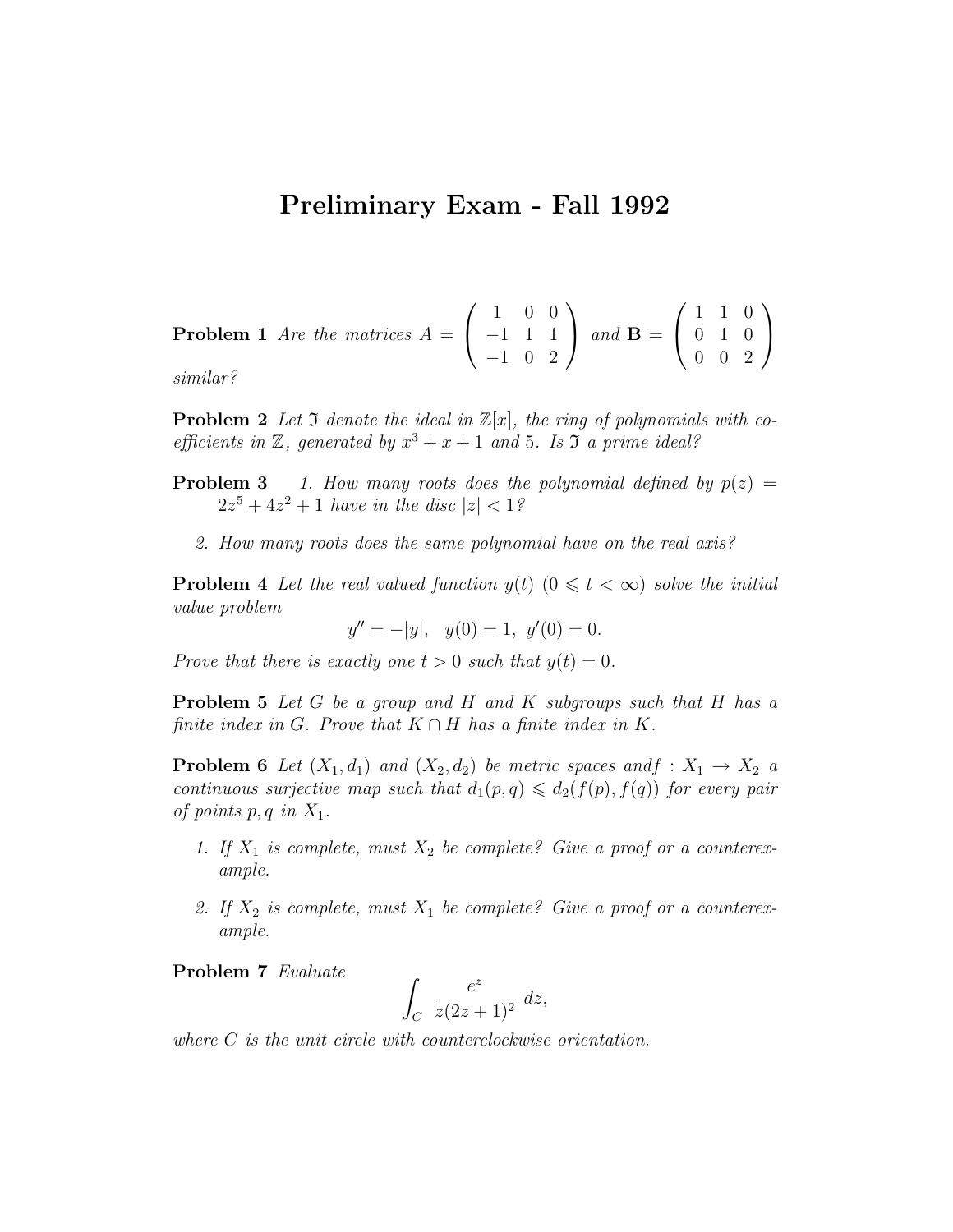# Preliminary Exam - Fall 1992

**Problem 1** *Are the matrices* $A = \begin{pmatrix} 1 & 0 & 0 \\ -1 & 1 & 1 \\ -1 & 0 & 2 \end{pmatrix}$ *and* $\mathbf{B} = \begin{pmatrix} 1 & 1 & 0 \\ 0 & 1 & 0 \\ 0 & 0 & 2 \end{pmatrix}$ *similar?*

**Problem 2** *Let* $\mathfrak{I}$ *denote the ideal in* $\mathbb{Z}[x]$*, the ring of polynomials with coefficients in* $\mathbb{Z}$*, generated by* $x^3 + x + 1$ *and* $5$*. Is* $\mathfrak{I}$ *a prime ideal?*

**Problem 3**

1. *How many roots does the polynomial defined by* $p(z) = 2z^5 + 4z^2 + 1$ *have in the disc* $|z| < 1$*?*

2. *How many roots does the same polynomial have on the real axis?*

**Problem 4** *Let the real valued function* $y(t)$ $(0 \leqslant t < \infty)$ *solve the initial value problem*

$$y'' = -|y|, \quad y(0) = 1, \ y'(0) = 0.$$

*Prove that there is exactly one* $t > 0$ *such that* $y(t) = 0$*.*

**Problem 5** *Let* $G$ *be a group and* $H$ *and* $K$ *subgroups such that* $H$ *has a finite index in* $G$*. Prove that* $K \cap H$ *has a finite index in* $K$*.*

**Problem 6** *Let* $(X_1, d_1)$ *and* $(X_2, d_2)$ *be metric spaces and* $f : X_1 \to X_2$ *a continuous surjective map such that* $d_1(p, q) \leqslant d_2(f(p), f(q))$ *for every pair of points* $p, q$ *in* $X_1$*.*

1. *If* $X_1$ *is complete, must* $X_2$ *be complete? Give a proof or a counterexample.*

2. *If* $X_2$ *is complete, must* $X_1$ *be complete? Give a proof or a counterexample.*

**Problem 7** *Evaluate*

$$\int_C \frac{e^z}{z(2z+1)^2} \, dz,$$

*where* $C$ *is the unit circle with counterclockwise orientation.*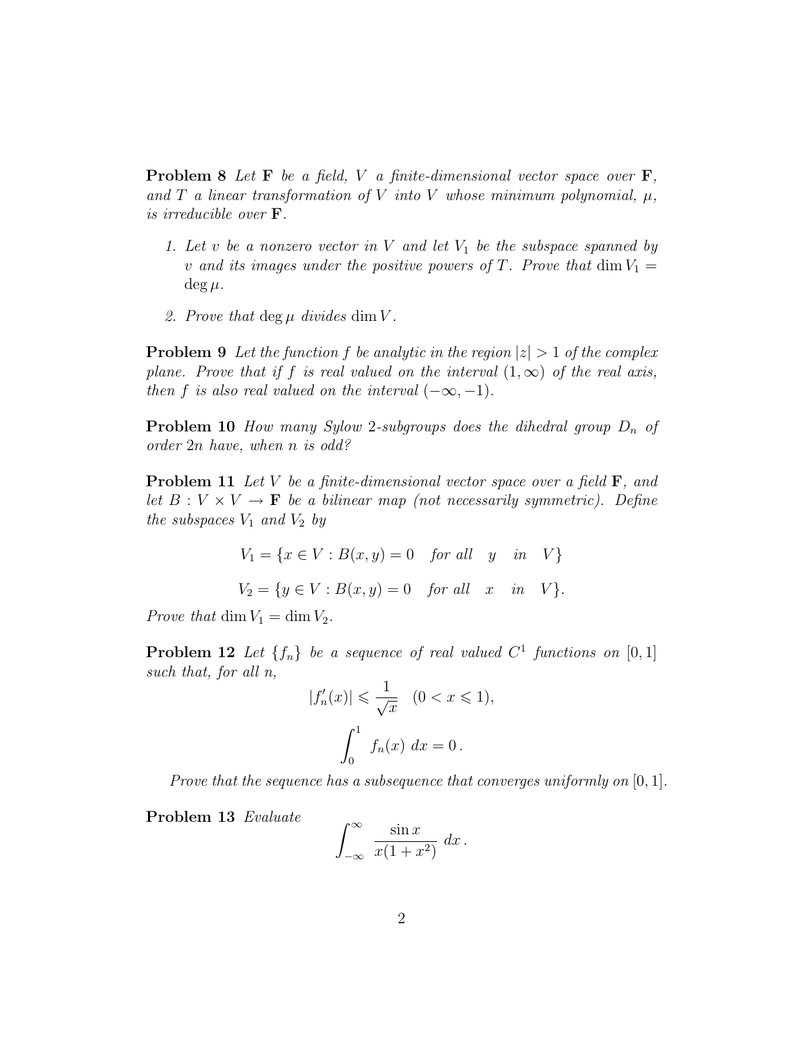**Problem 8** *Let* $\mathbf{F}$ *be a field,* $V$ *a finite-dimensional vector space over* $\mathbf{F}$*, and* $T$ *a linear transformation of* $V$ *into* $V$ *whose minimum polynomial,* $\mu$*, is irreducible over* $\mathbf{F}$*.*

1. *Let* $v$ *be a nonzero vector in* $V$ *and let* $V_1$ *be the subspace spanned by* $v$ *and its images under the positive powers of* $T$*. Prove that* $\dim V_1 = \deg \mu$*.*

2. *Prove that* $\deg \mu$ *divides* $\dim V$*.*

**Problem 9** *Let the function* $f$ *be analytic in the region* $|z| > 1$ *of the complex plane. Prove that if* $f$ *is real valued on the interval* $(1, \infty)$ *of the real axis, then* $f$ *is also real valued on the interval* $(-\infty, -1)$*.*

**Problem 10** *How many Sylow* $2$*-subgroups does the dihedral group* $D_n$ *of order* $2n$ *have, when* $n$ *is odd?*

**Problem 11** *Let* $V$ *be a finite-dimensional vector space over a field* $\mathbf{F}$*, and let* $B : V \times V \to \mathbf{F}$ *be a bilinear map (not necessarily symmetric). Define the subspaces* $V_1$ *and* $V_2$ *by*

$$V_1 = \{x \in V : B(x, y) = 0 \quad \text{for all} \quad y \quad \text{in} \quad V\}$$

$$V_2 = \{y \in V : B(x, y) = 0 \quad \text{for all} \quad x \quad \text{in} \quad V\}.$$

*Prove that* $\dim V_1 = \dim V_2$*.*

**Problem 12** *Let* $\{f_n\}$ *be a sequence of real valued* $C^1$ *functions on* $[0, 1]$ *such that, for all* $n$*,*

$$|f_n'(x)| \leqslant \frac{1}{\sqrt{x}} \quad (0 < x \leqslant 1),$$

$$\int_0^1 f_n(x)\ dx = 0\,.$$

*Prove that the sequence has a subsequence that converges uniformly on* $[0, 1]$*.*

**Problem 13** *Evaluate*

$$\int_{-\infty}^{\infty} \frac{\sin x}{x(1 + x^2)}\ dx\,.$$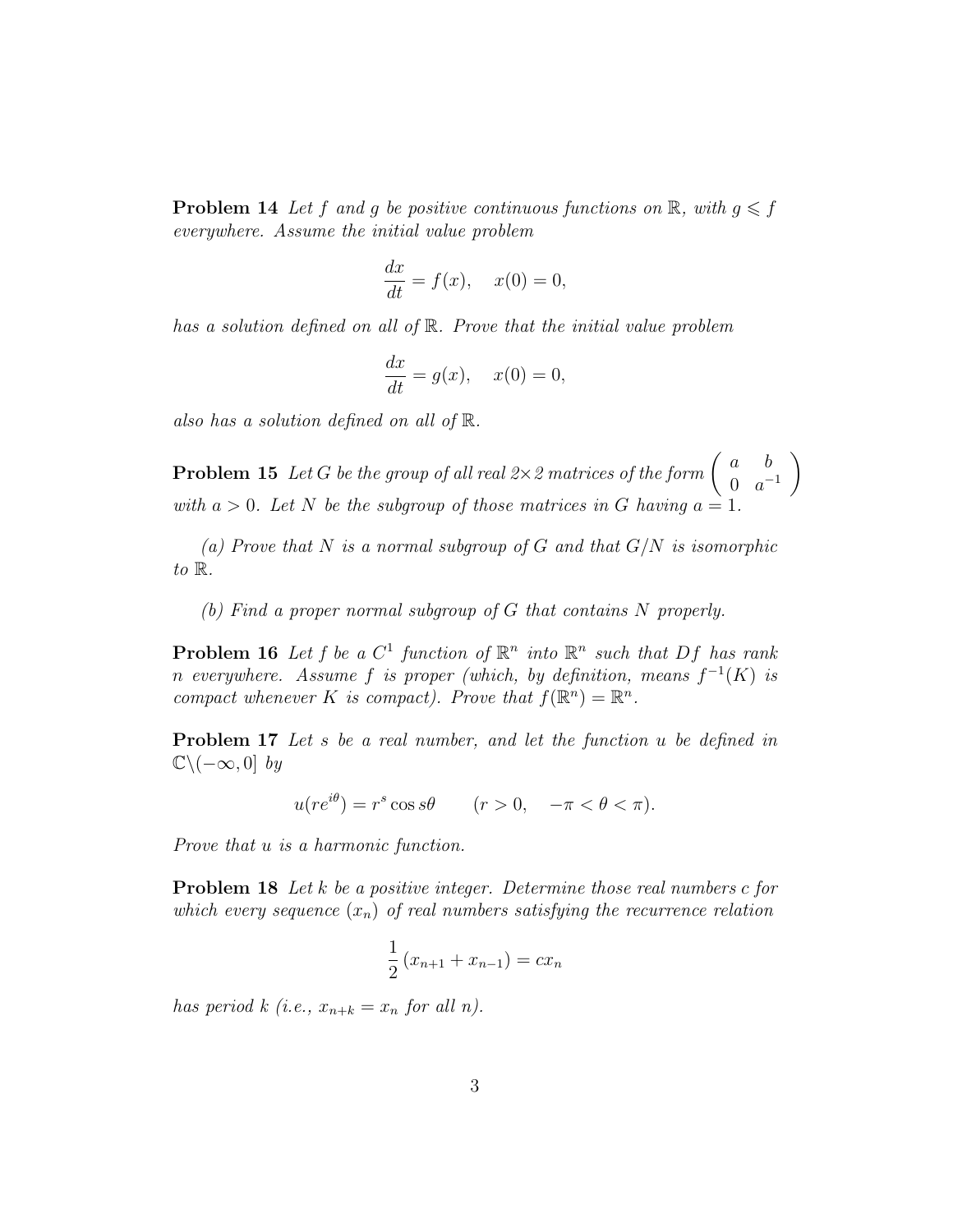**Problem 14** *Let $f$ and $g$ be positive continuous functions on $\mathbb{R}$, with $g \leqslant f$ everywhere. Assume the initial value problem*

$$\frac{dx}{dt} = f(x), \quad x(0) = 0,$$

*has a solution defined on all of $\mathbb{R}$. Prove that the initial value problem*

$$\frac{dx}{dt} = g(x), \quad x(0) = 0,$$

*also has a solution defined on all of $\mathbb{R}$.*

**Problem 15** *Let $G$ be the group of all real $2 \times 2$ matrices of the form $\begin{pmatrix} a & b \\ 0 & a^{-1} \end{pmatrix}$ with $a > 0$. Let $N$ be the subgroup of those matrices in $G$ having $a = 1$.*

*(a) Prove that $N$ is a normal subgroup of $G$ and that $G/N$ is isomorphic to $\mathbb{R}$.*

*(b) Find a proper normal subgroup of $G$ that contains $N$ properly.*

**Problem 16** *Let $f$ be a $C^1$ function of $\mathbb{R}^n$ into $\mathbb{R}^n$ such that $Df$ has rank $n$ everywhere. Assume $f$ is proper (which, by definition, means $f^{-1}(K)$ is compact whenever $K$ is compact). Prove that $f(\mathbb{R}^n) = \mathbb{R}^n$.*

**Problem 17** *Let $s$ be a real number, and let the function $u$ be defined in $\mathbb{C} \backslash (-\infty, 0]$ by*

$$u(re^{i\theta}) = r^s \cos s\theta \qquad (r > 0, \quad -\pi < \theta < \pi).$$

*Prove that $u$ is a harmonic function.*

**Problem 18** *Let $k$ be a positive integer. Determine those real numbers $c$ for which every sequence $(x_n)$ of real numbers satisfying the recurrence relation*

$$\frac{1}{2}(x_{n+1} + x_{n-1}) = cx_n$$

*has period $k$ (i.e., $x_{n+k} = x_n$ for all $n$).*